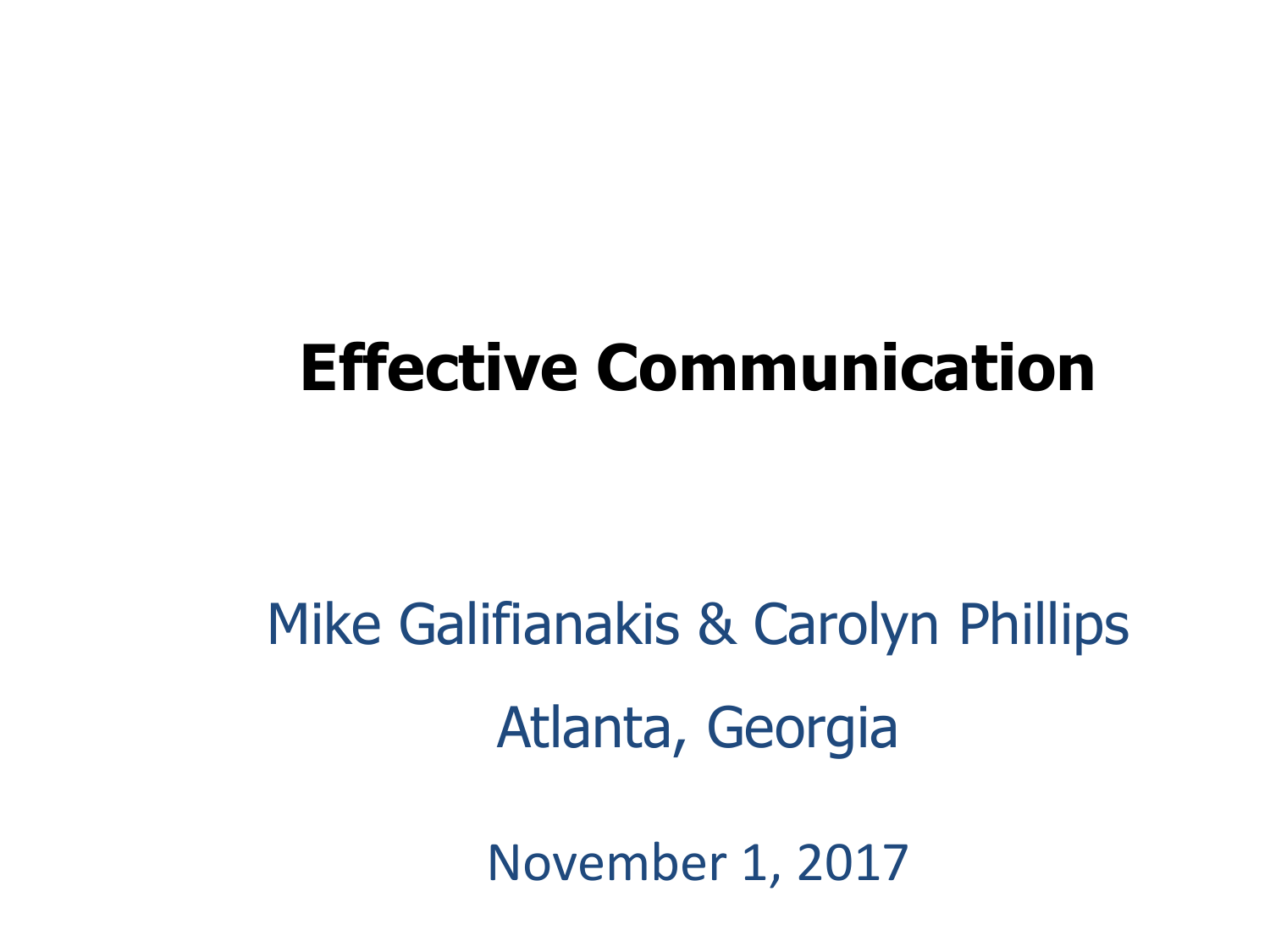# Effective Communication

Mike Galifianakis & Carolyn Phillips

Atlanta, Georgia

November 1, 2017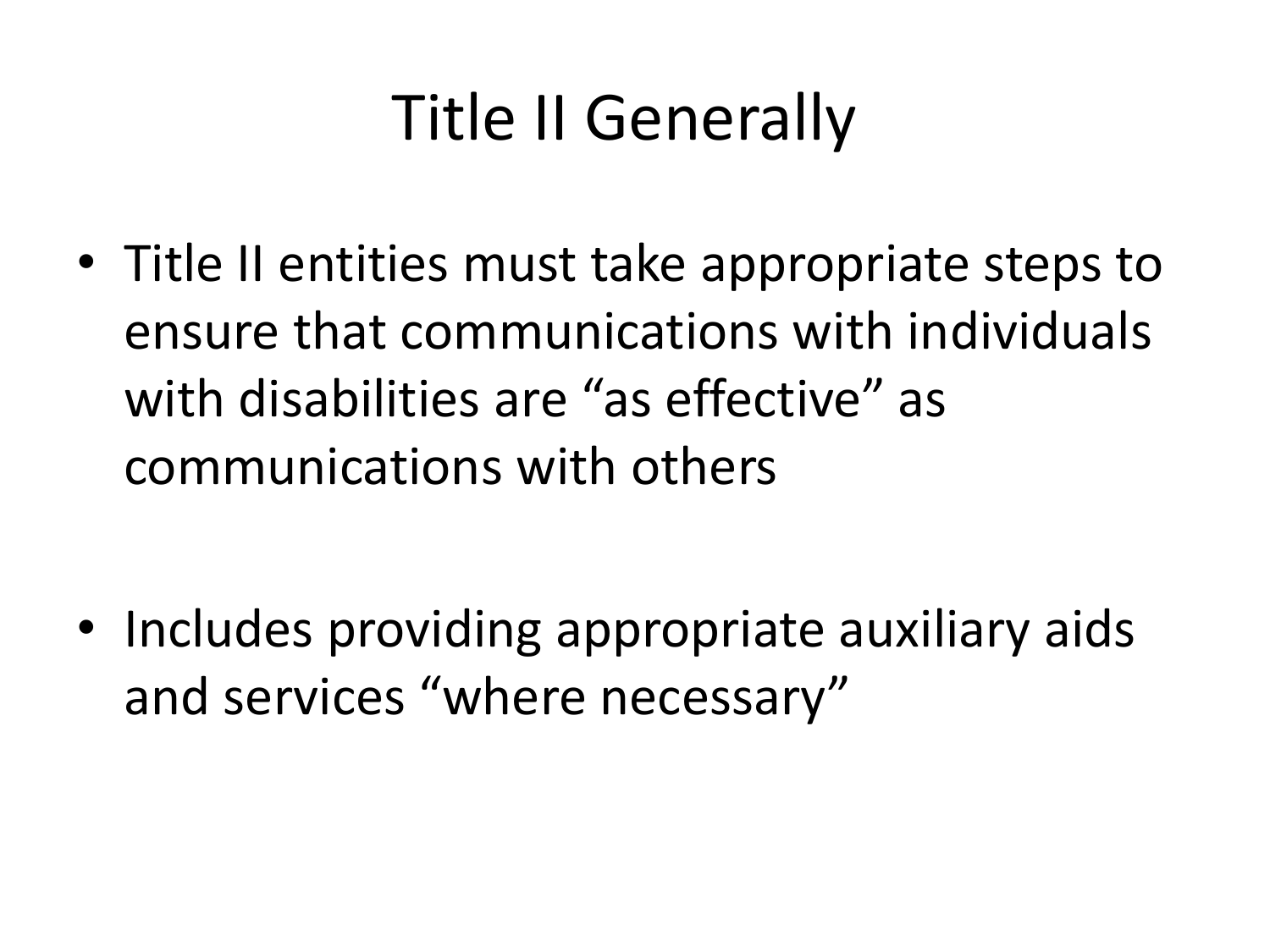# Title II Generally

- Title II entities must take appropriate steps to ensure that communications with individuals with disabilities are “as effective” as communications with others

- Includes providing appropriate auxiliary aids and services “where necessary”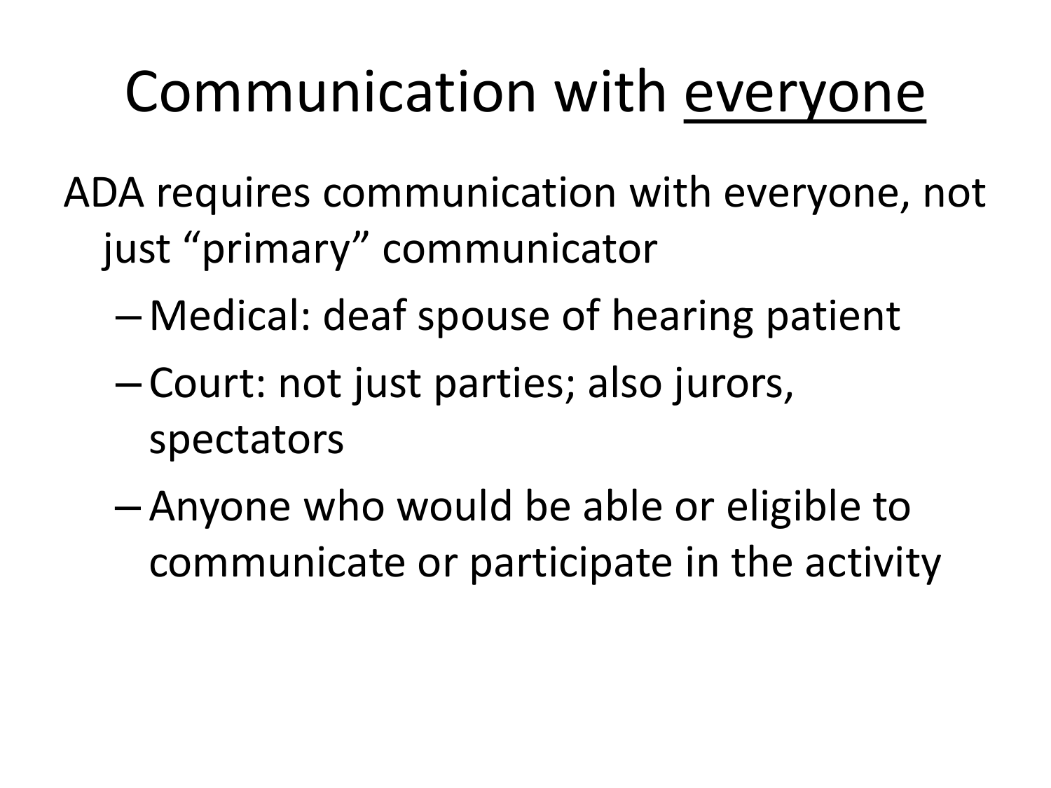# Communication with <u>everyone</u>

ADA requires communication with everyone, not just "primary" communicator

- Medical: deaf spouse of hearing patient
- Court: not just parties; also jurors, spectators
- Anyone who would be able or eligible to communicate or participate in the activity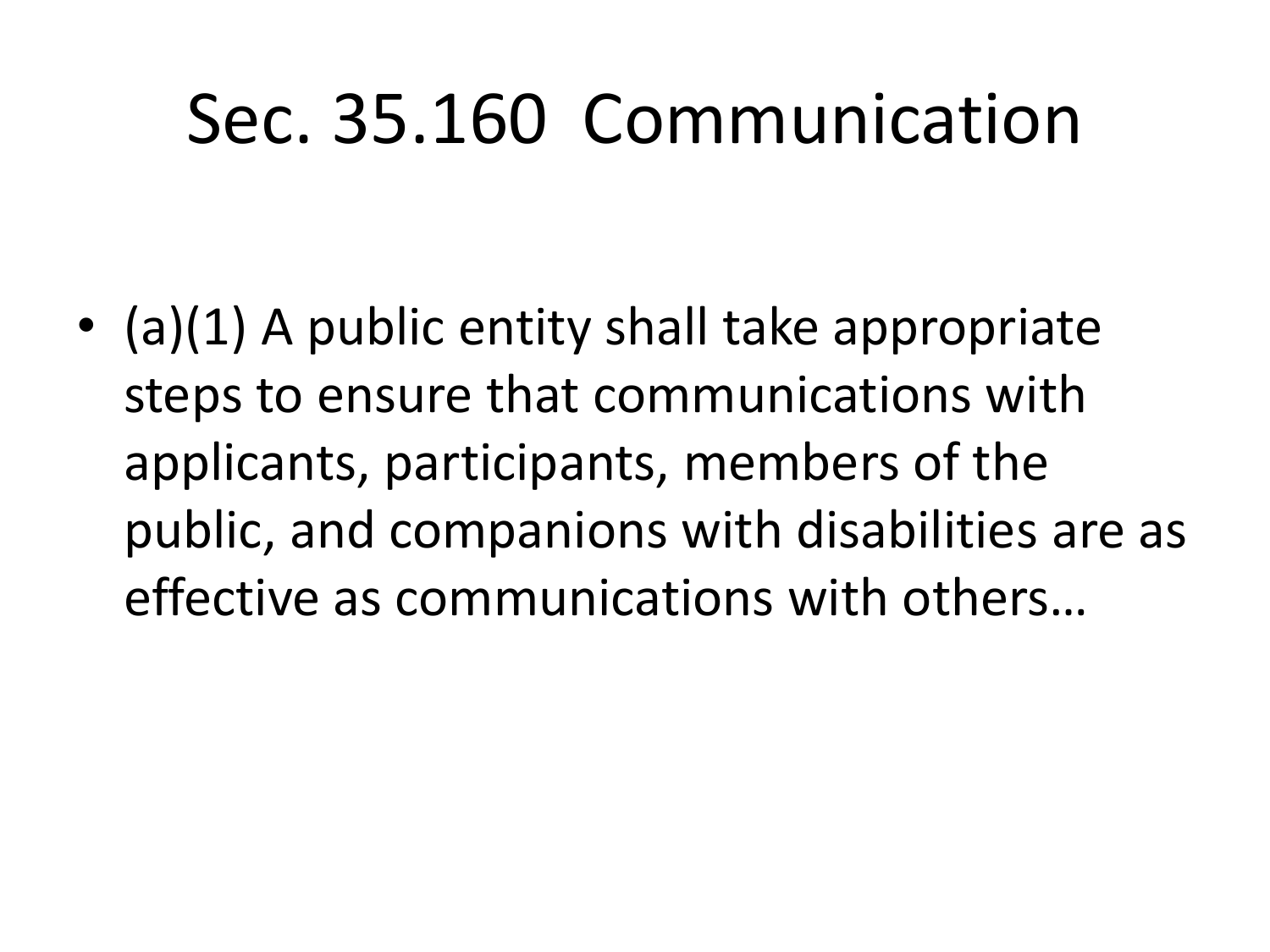# Sec. 35.160 Communication

- (a)(1) A public entity shall take appropriate steps to ensure that communications with applicants, participants, members of the public, and companions with disabilities are as effective as communications with others…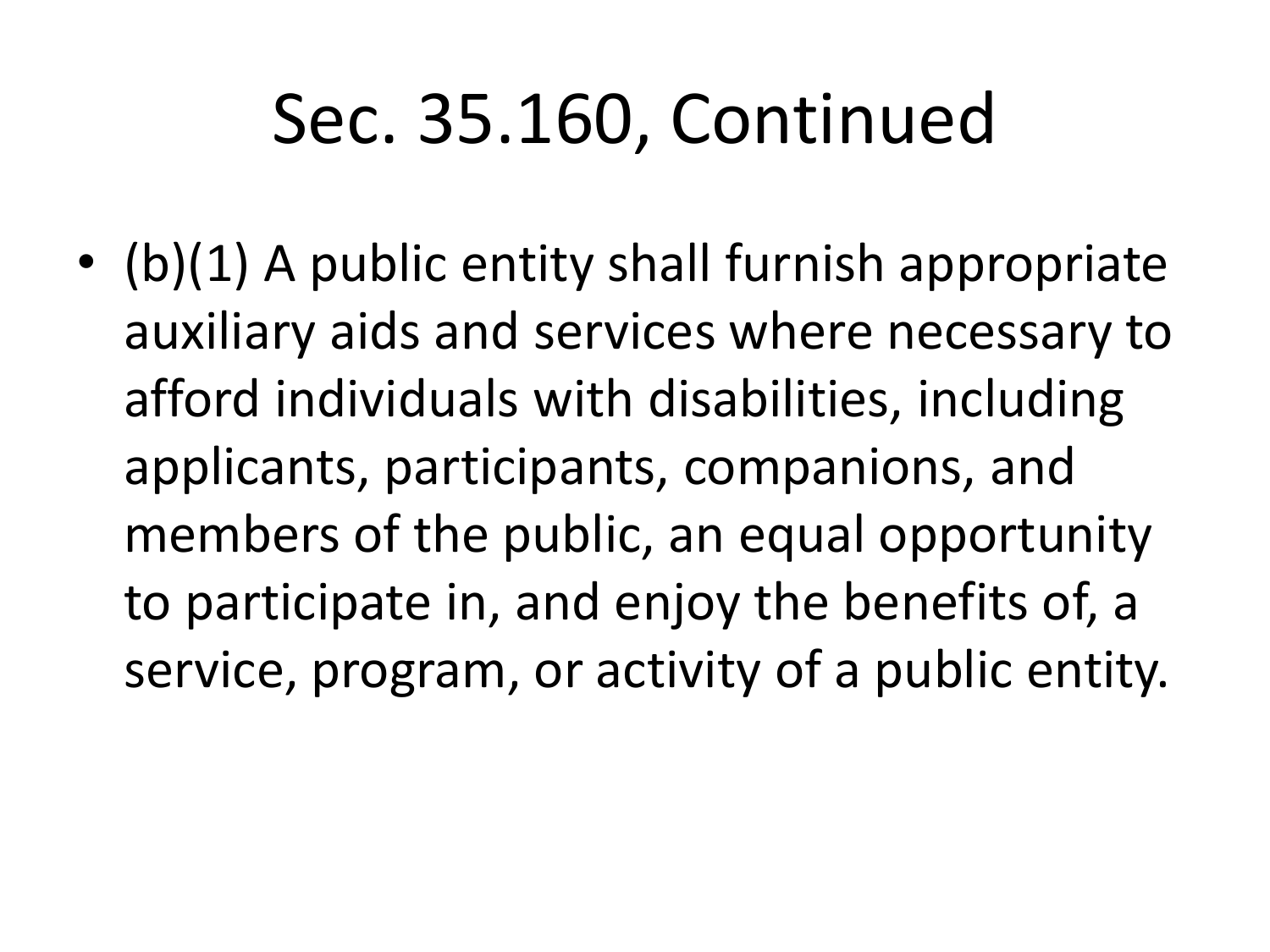# Sec. 35.160, Continued

- (b)(1) A public entity shall furnish appropriate auxiliary aids and services where necessary to afford individuals with disabilities, including applicants, participants, companions, and members of the public, an equal opportunity to participate in, and enjoy the benefits of, a service, program, or activity of a public entity.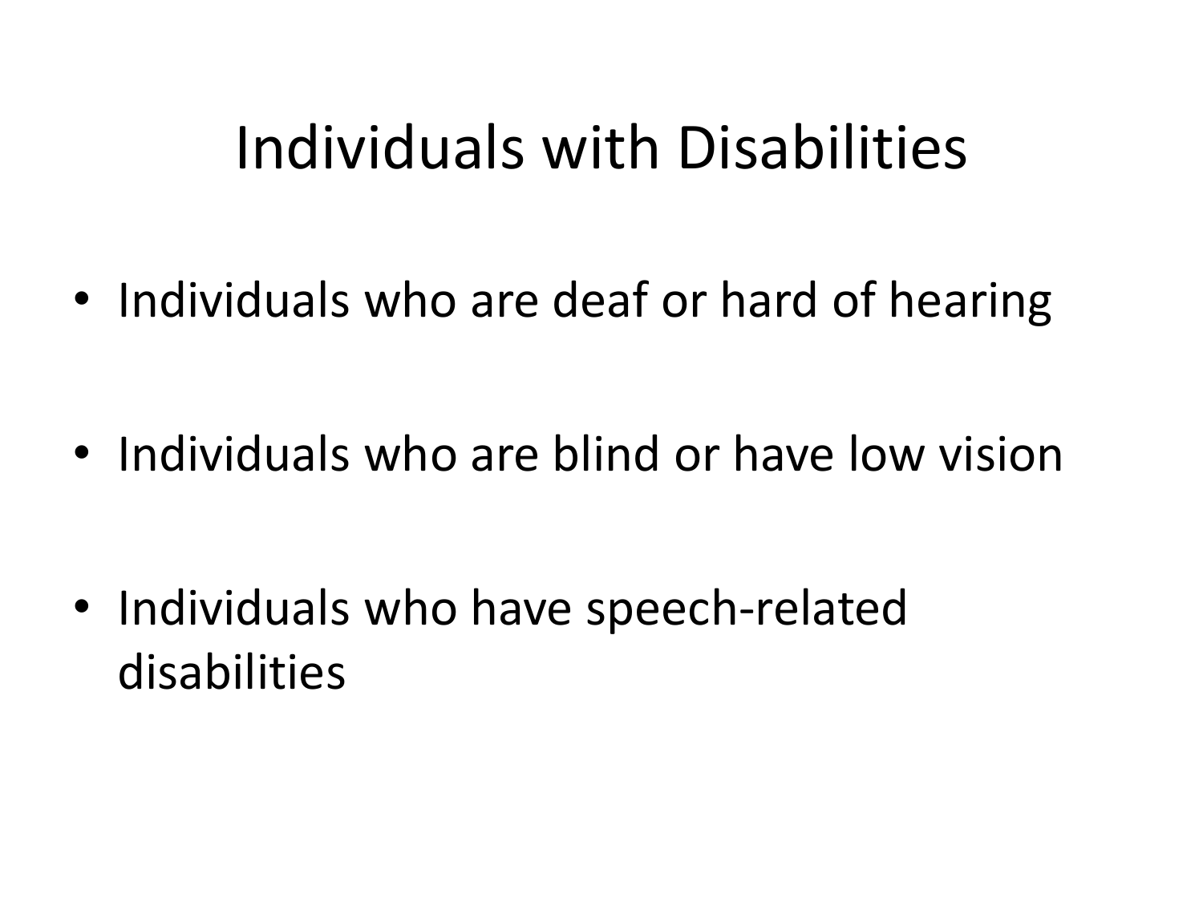# Individuals with Disabilities

- Individuals who are deaf or hard of hearing
- Individuals who are blind or have low vision
- Individuals who have speech-related disabilities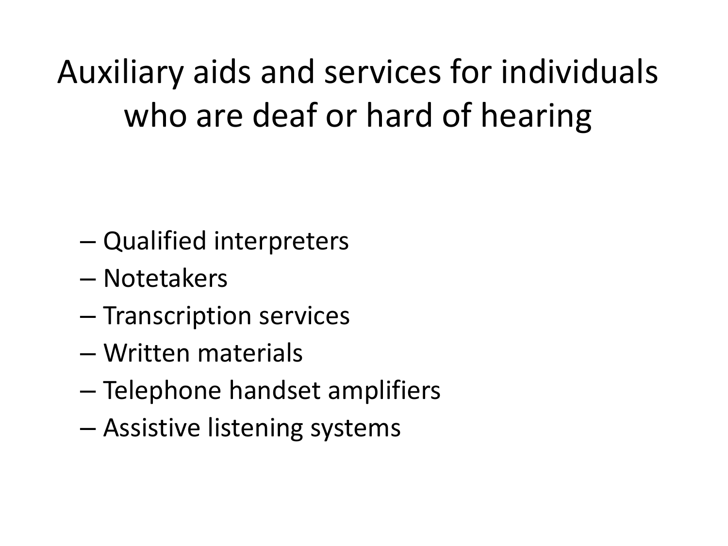# Auxiliary aids and services for individuals who are deaf or hard of hearing

- Qualified interpreters
- Notetakers
- Transcription services
- Written materials
- Telephone handset amplifiers
- Assistive listening systems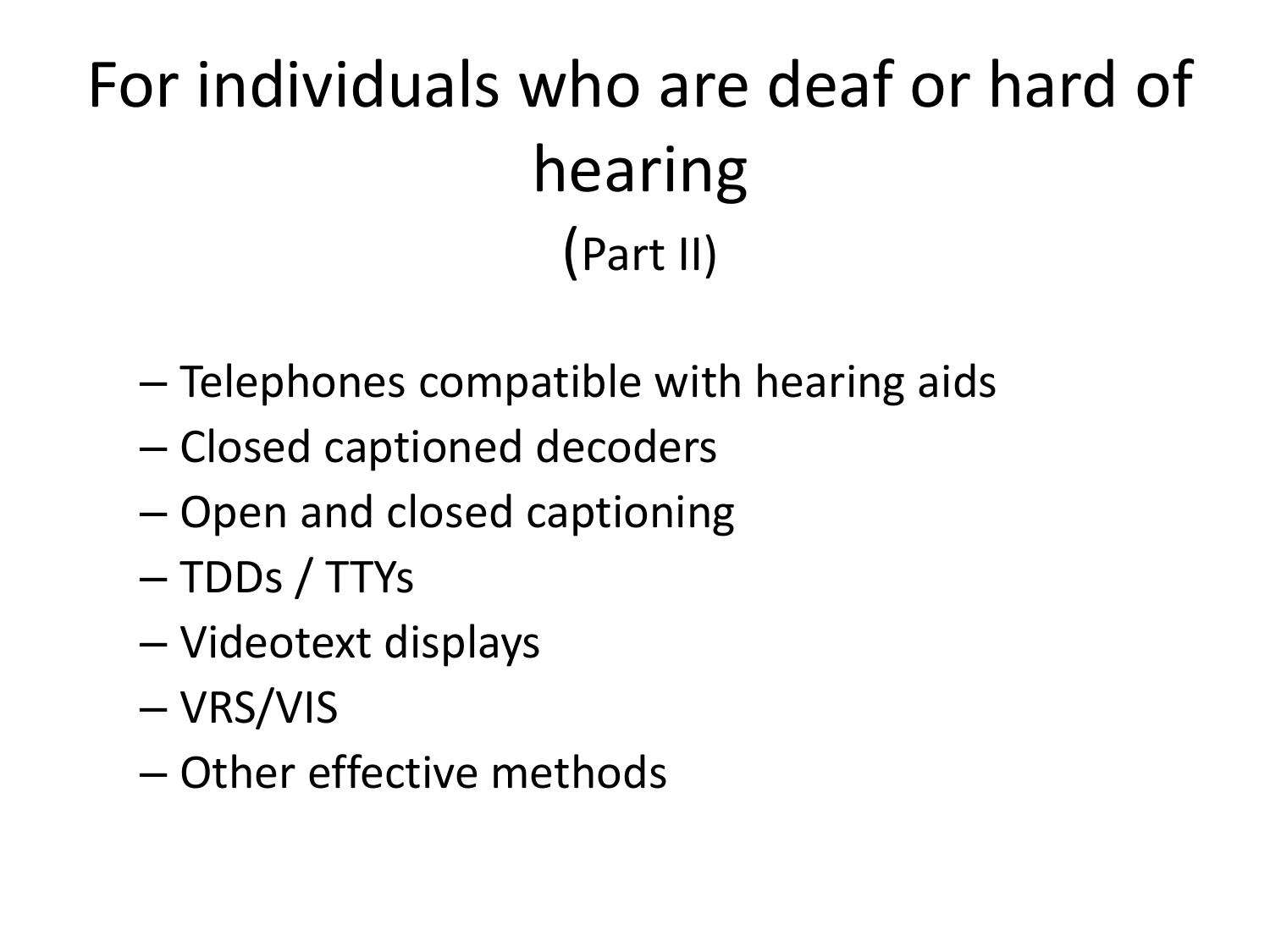# For individuals who are deaf or hard of hearing
(Part II)

- Telephones compatible with hearing aids
- Closed captioned decoders
- Open and closed captioning
- TDDs / TTYs
- Videotext displays
- VRS/VIS
- Other effective methods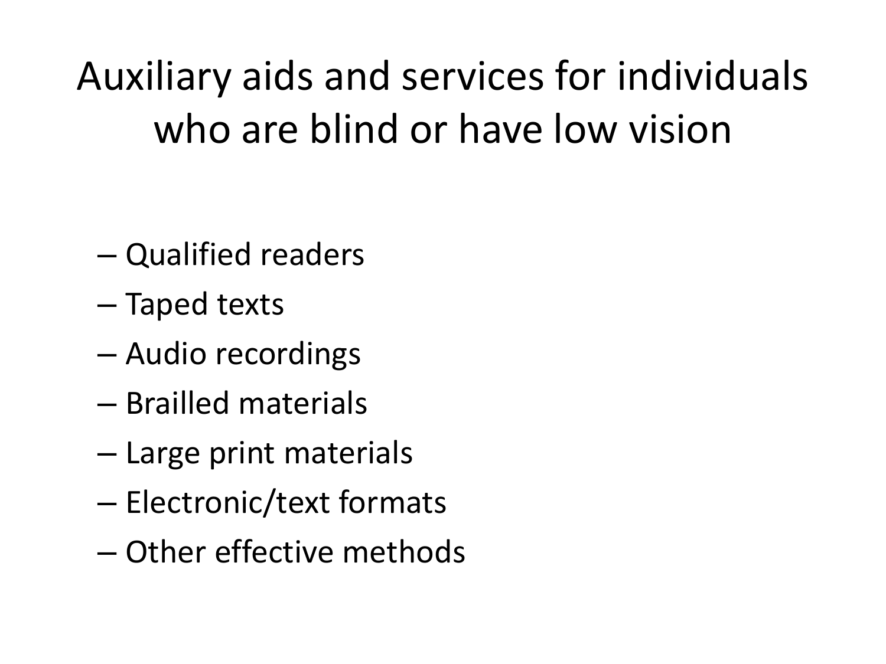# Auxiliary aids and services for individuals who are blind or have low vision

- Qualified readers
- Taped texts
- Audio recordings
- Brailled materials
- Large print materials
- Electronic/text formats
- Other effective methods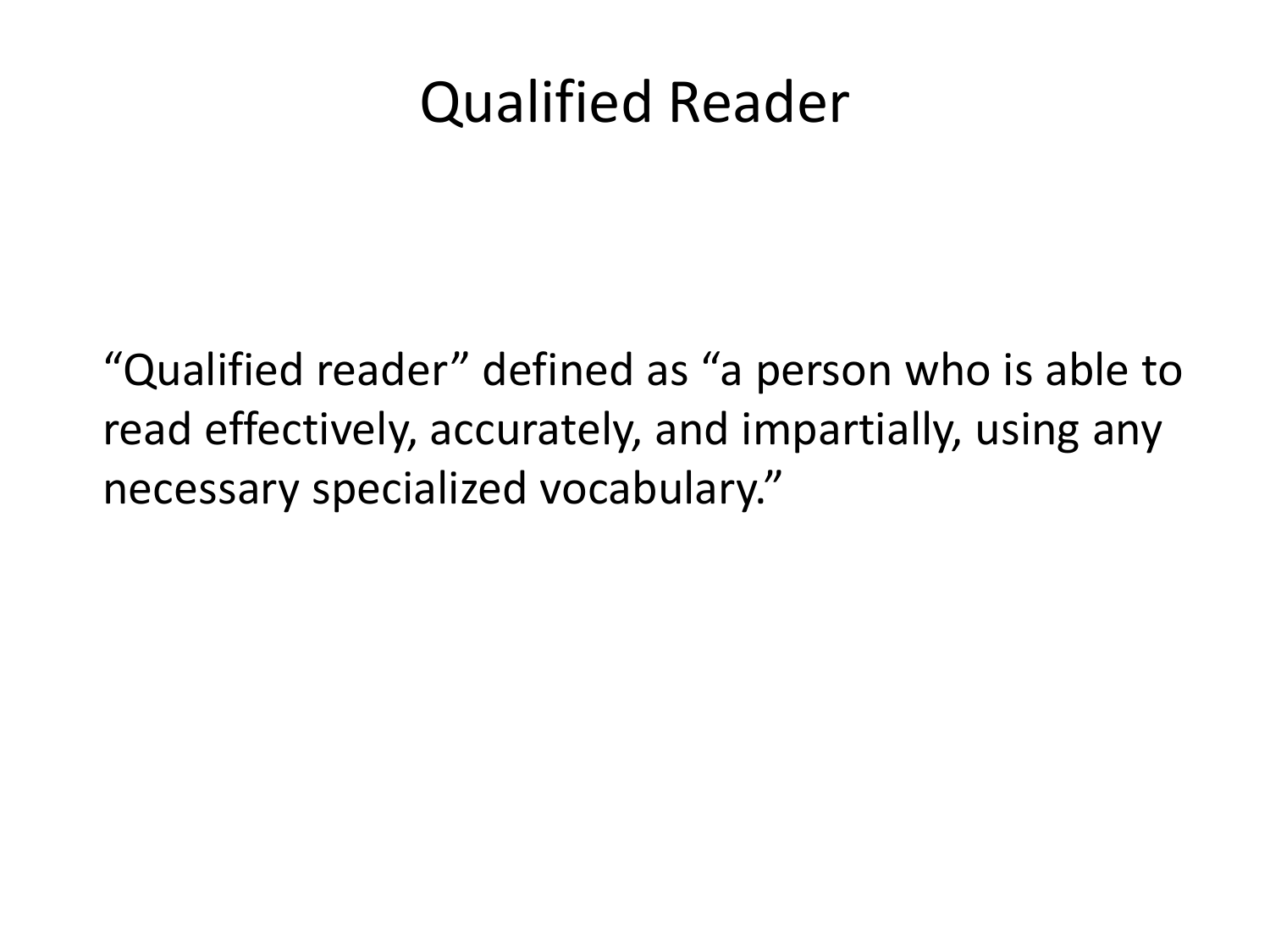# Qualified Reader

“Qualified reader” defined as “a person who is able to read effectively, accurately, and impartially, using any necessary specialized vocabulary.”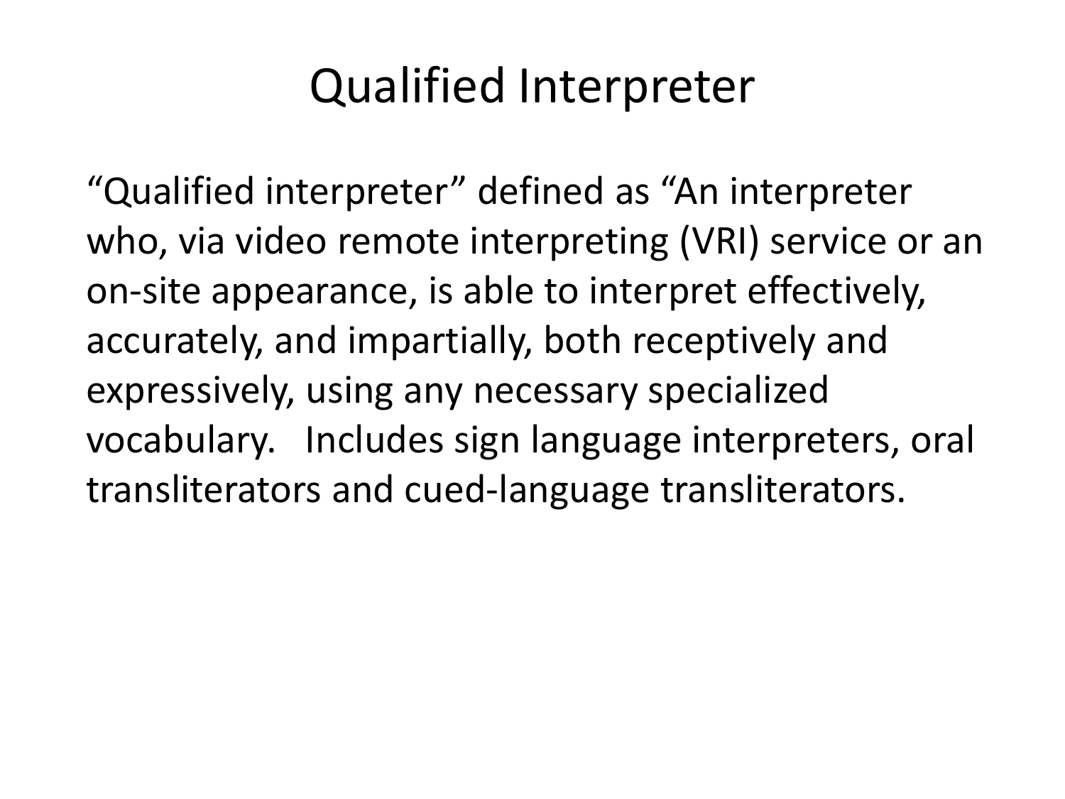# Qualified Interpreter

"Qualified interpreter" defined as "An interpreter who, via video remote interpreting (VRI) service or an on-site appearance, is able to interpret effectively, accurately, and impartially, both receptively and expressively, using any necessary specialized vocabulary. Includes sign language interpreters, oral transliterators and cued-language transliterators.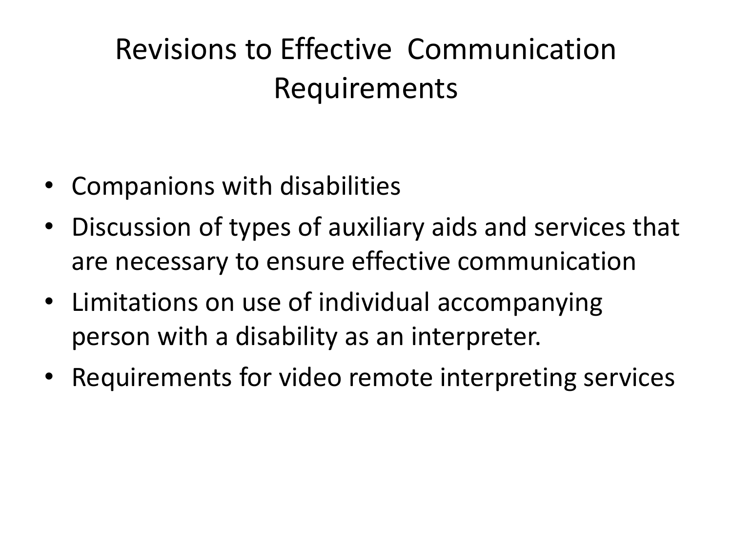# Revisions to Effective Communication Requirements

- Companions with disabilities
- Discussion of types of auxiliary aids and services that are necessary to ensure effective communication
- Limitations on use of individual accompanying person with a disability as an interpreter.
- Requirements for video remote interpreting services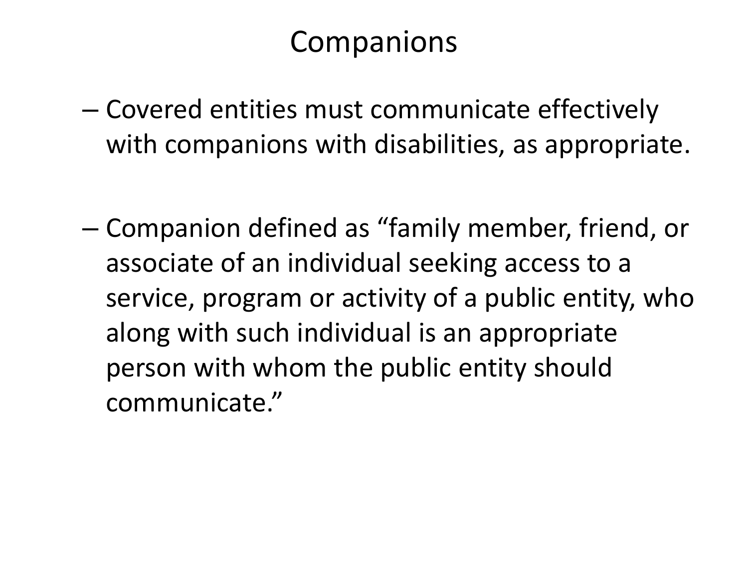# Companions

- Covered entities must communicate effectively with companions with disabilities, as appropriate.

- Companion defined as "family member, friend, or associate of an individual seeking access to a service, program or activity of a public entity, who along with such individual is an appropriate person with whom the public entity should communicate."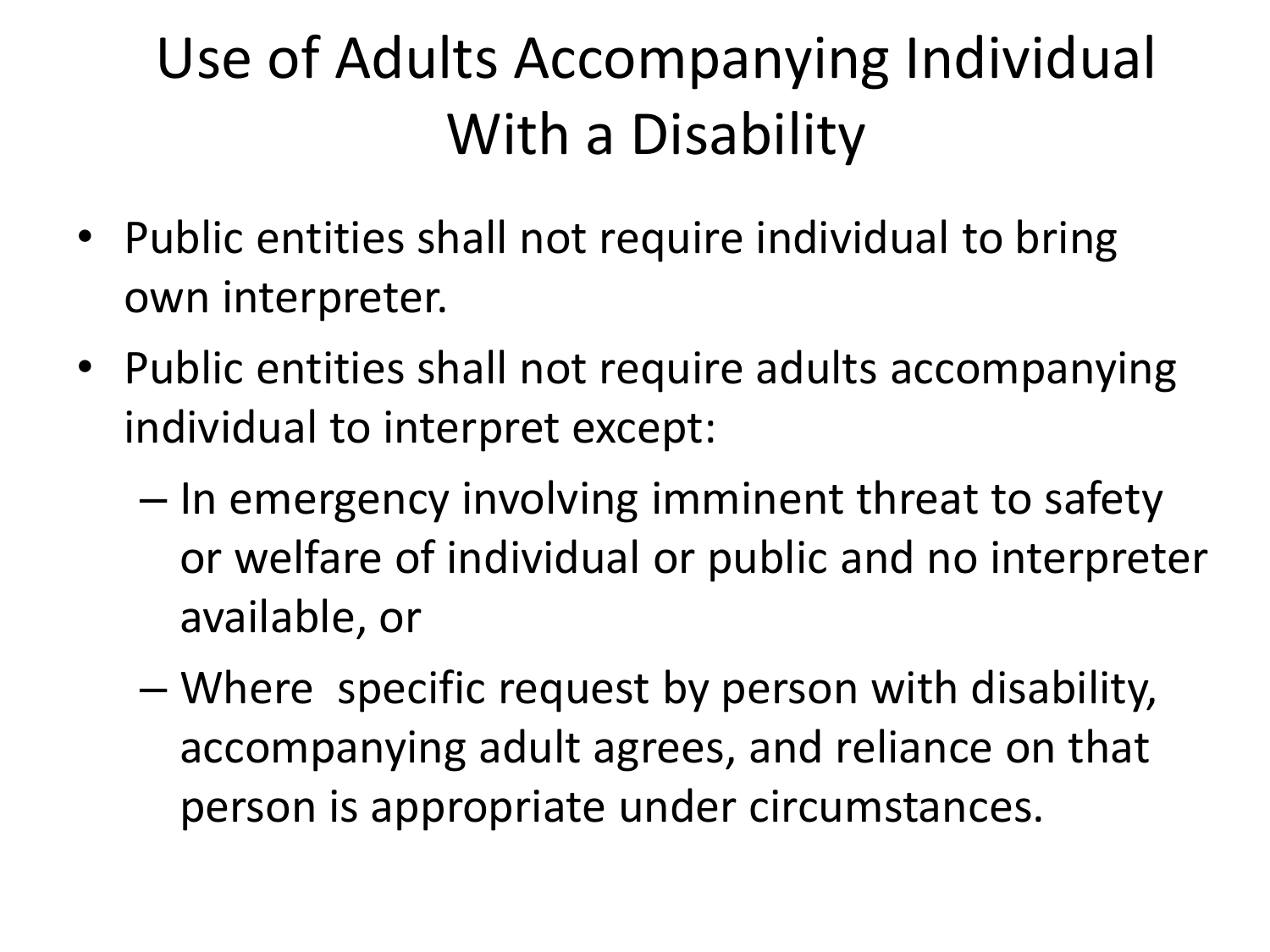# Use of Adults Accompanying Individual With a Disability

- Public entities shall not require individual to bring own interpreter.
- Public entities shall not require adults accompanying individual to interpret except:
  - In emergency involving imminent threat to safety or welfare of individual or public and no interpreter available, or
  - Where specific request by person with disability, accompanying adult agrees, and reliance on that person is appropriate under circumstances.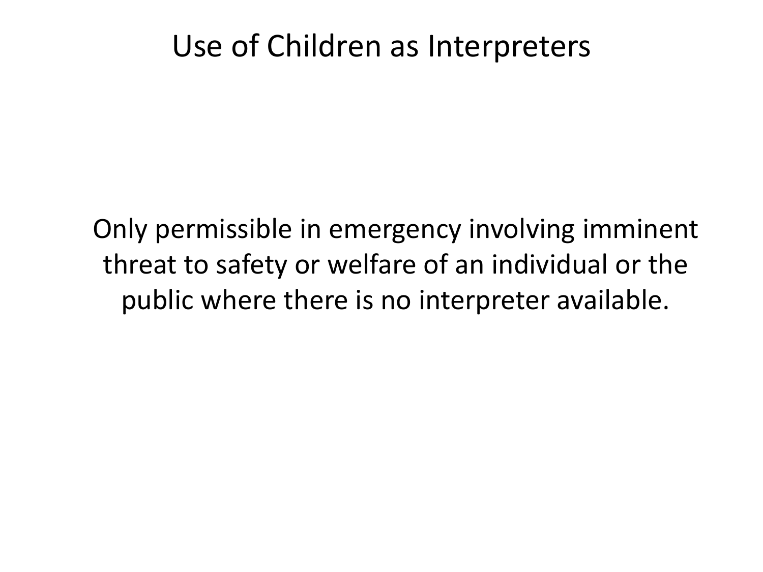# Use of Children as Interpreters

Only permissible in emergency involving imminent threat to safety or welfare of an individual or the public where there is no interpreter available.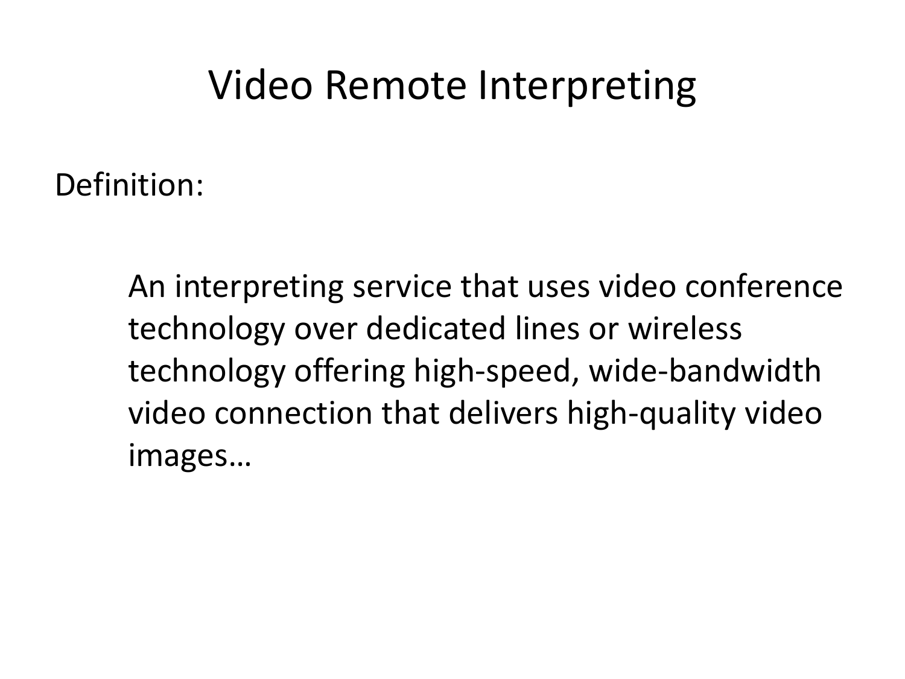# Video Remote Interpreting

Definition:

> An interpreting service that uses video conference technology over dedicated lines or wireless technology offering high-speed, wide-bandwidth video connection that delivers high-quality video images…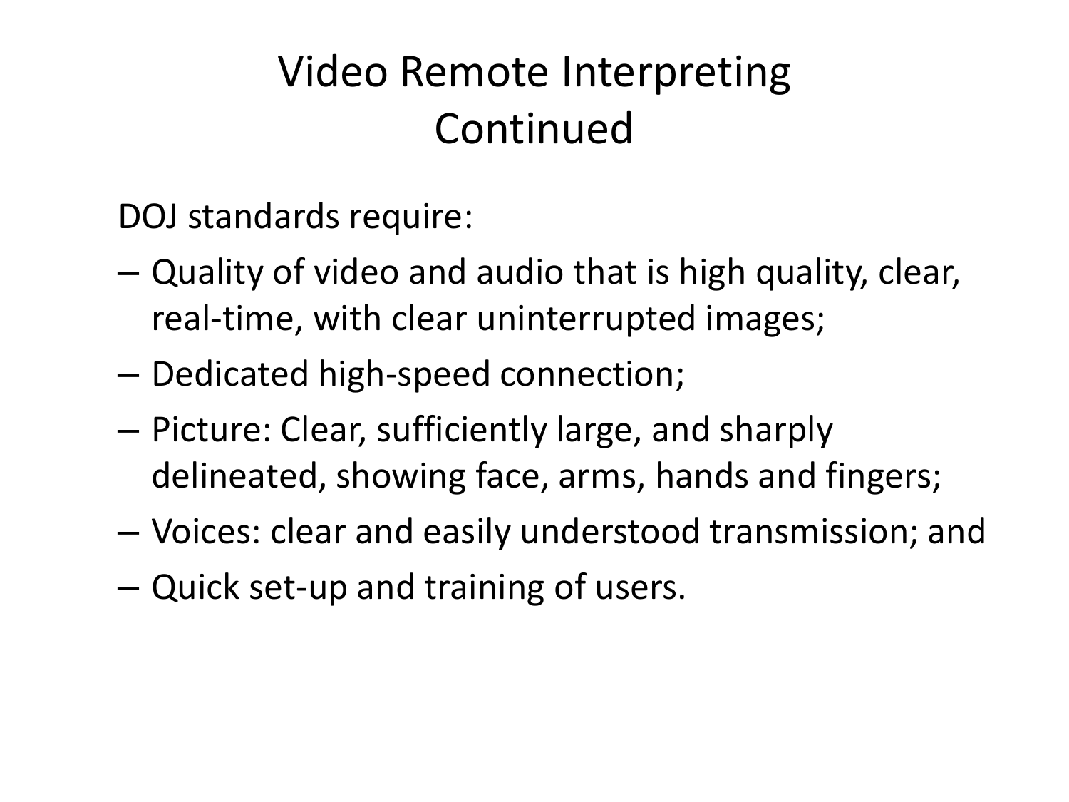# Video Remote Interpreting Continued

DOJ standards require:

- Quality of video and audio that is high quality, clear, real-time, with clear uninterrupted images;
- Dedicated high-speed connection;
- Picture: Clear, sufficiently large, and sharply delineated, showing face, arms, hands and fingers;
- Voices: clear and easily understood transmission; and
- Quick set-up and training of users.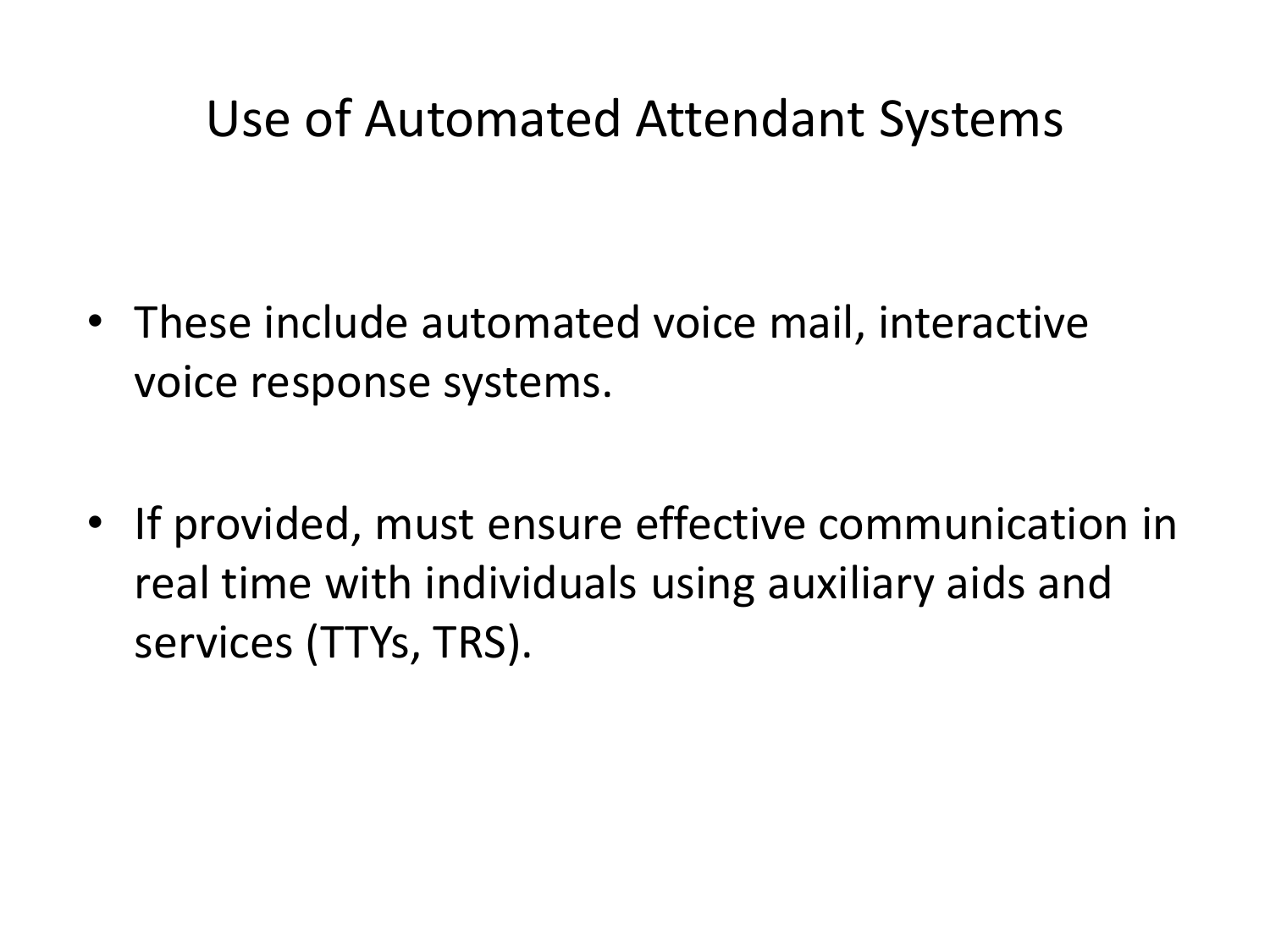# Use of Automated Attendant Systems

- These include automated voice mail, interactive voice response systems.
- If provided, must ensure effective communication in real time with individuals using auxiliary aids and services (TTYs, TRS).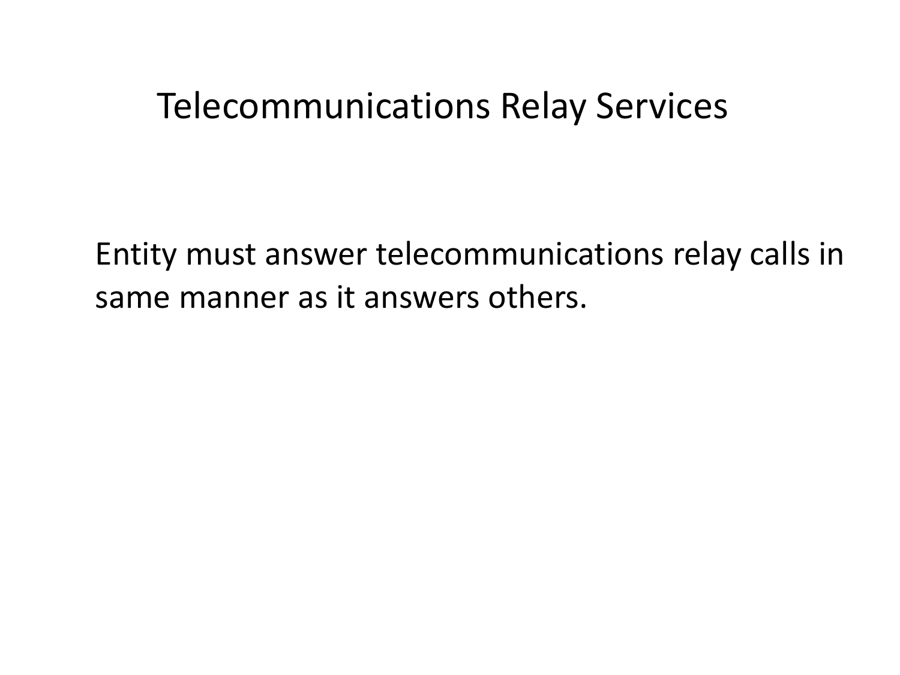# Telecommunications Relay Services

Entity must answer telecommunications relay calls in same manner as it answers others.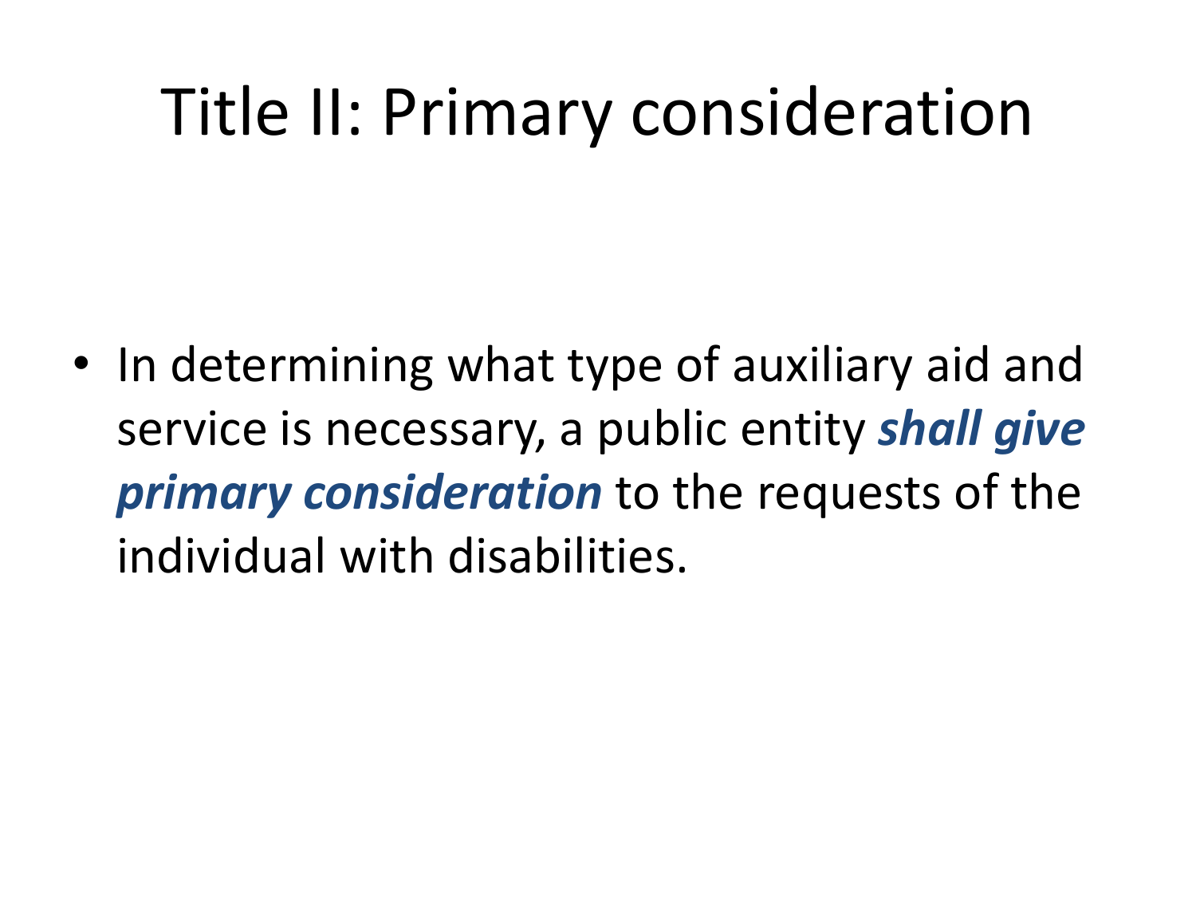# Title II: Primary consideration

- In determining what type of auxiliary aid and service is necessary, a public entity ***shall give primary consideration*** to the requests of the individual with disabilities.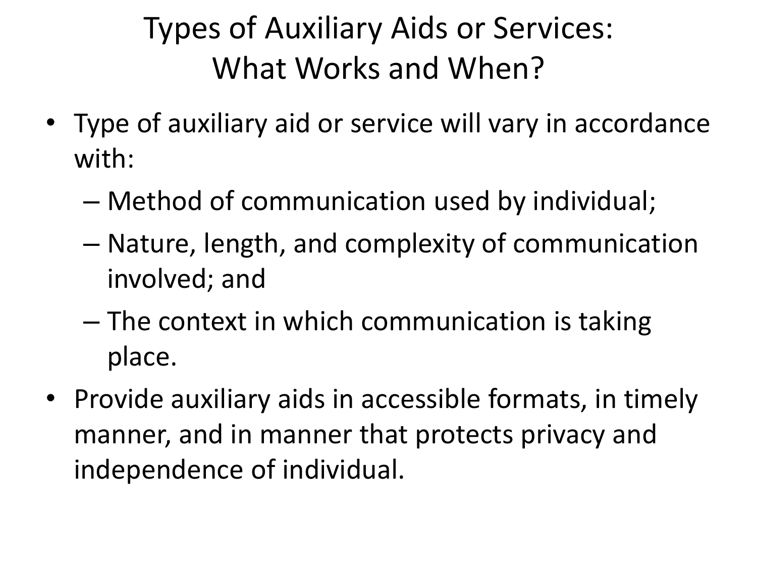# Types of Auxiliary Aids or Services: What Works and When?

- Type of auxiliary aid or service will vary in accordance with:
  - Method of communication used by individual;
  - Nature, length, and complexity of communication involved; and
  - The context in which communication is taking place.
- Provide auxiliary aids in accessible formats, in timely manner, and in manner that protects privacy and independence of individual.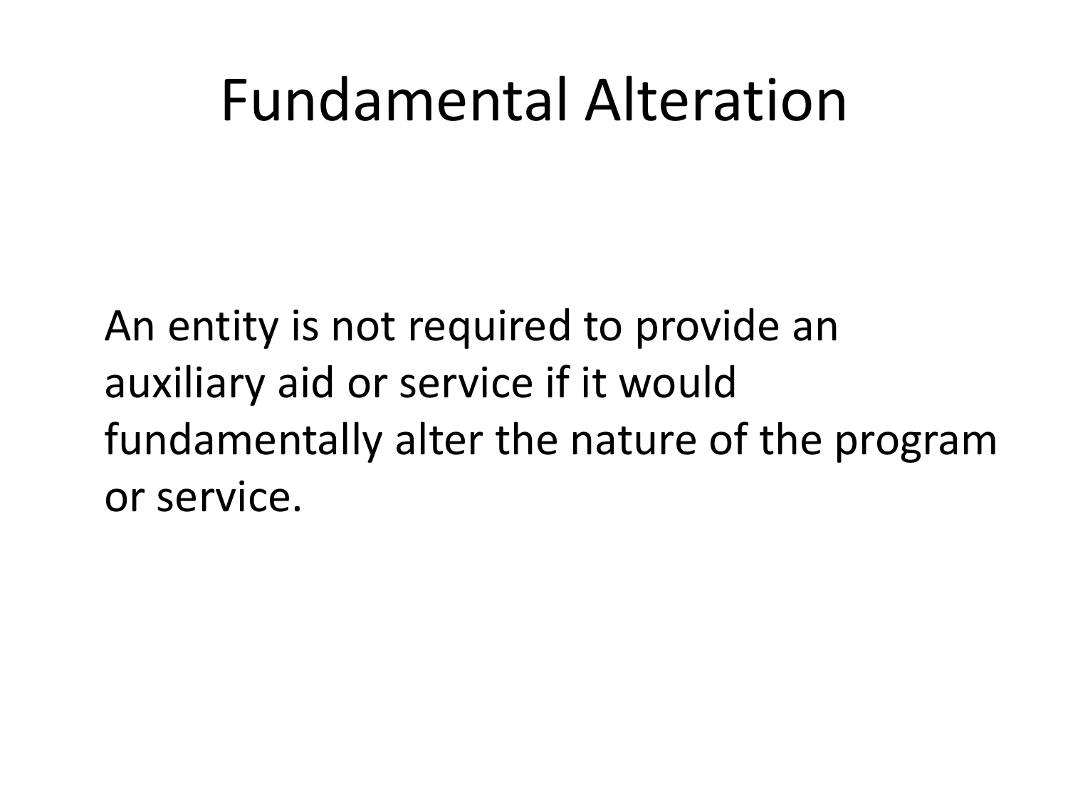# Fundamental Alteration

An entity is not required to provide an auxiliary aid or service if it would fundamentally alter the nature of the program or service.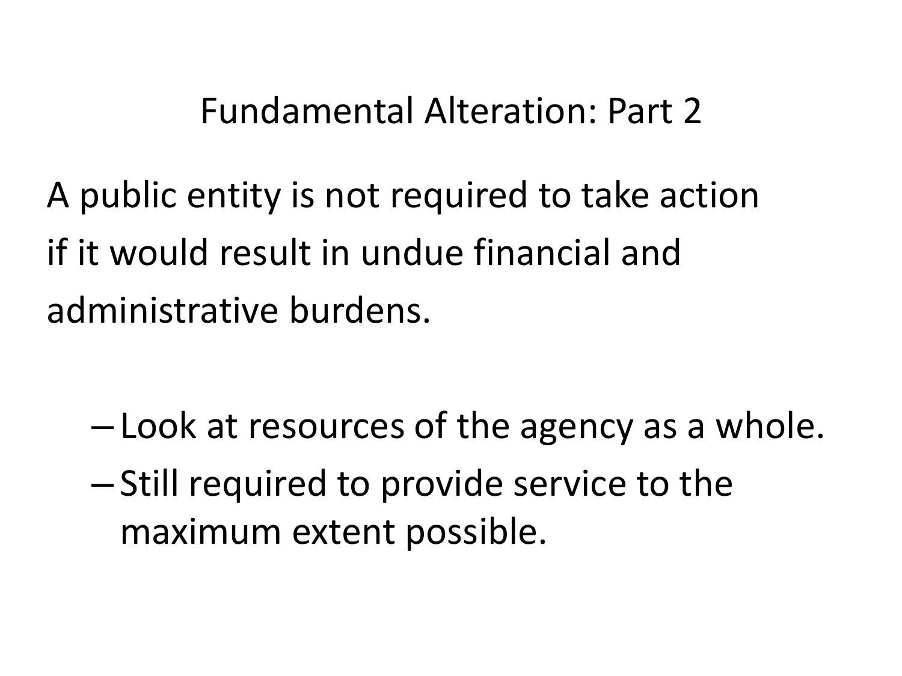# Fundamental Alteration: Part 2

A public entity is not required to take action if it would result in undue financial and administrative burdens.

- Look at resources of the agency as a whole.
- Still required to provide service to the maximum extent possible.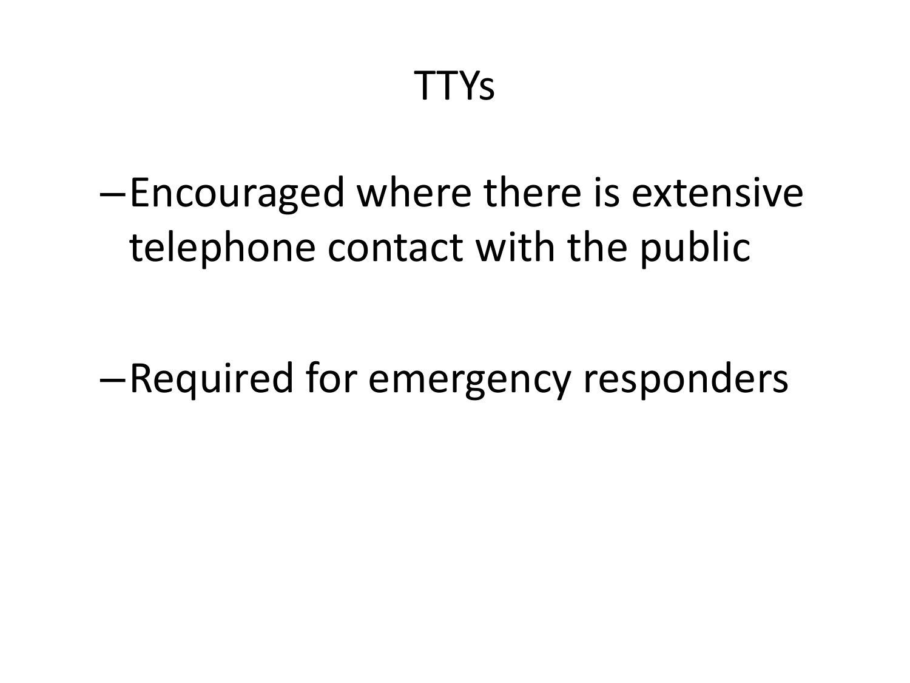# TTYs

- Encouraged where there is extensive telephone contact with the public
- Required for emergency responders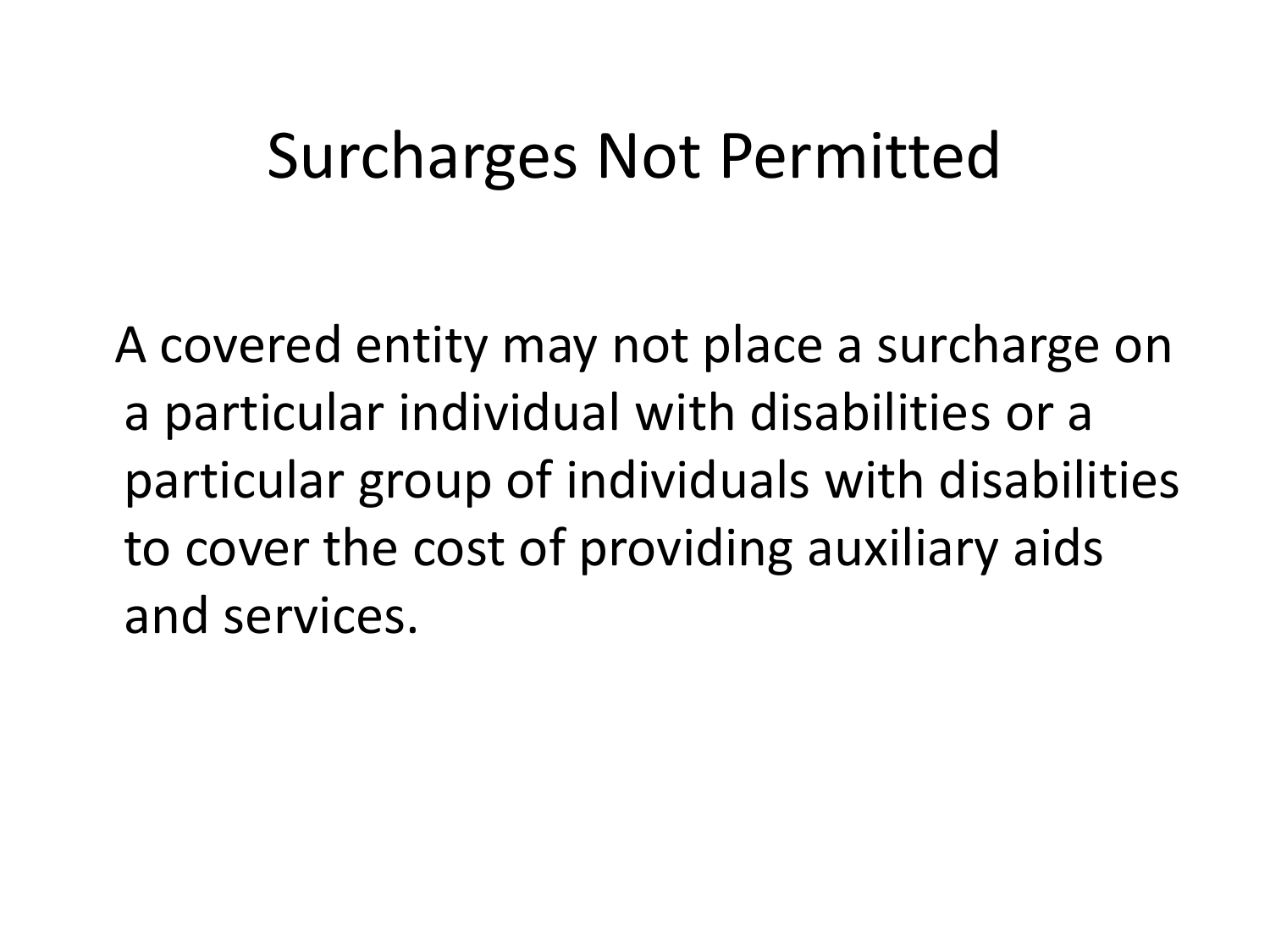# Surcharges Not Permitted

A covered entity may not place a surcharge on a particular individual with disabilities or a particular group of individuals with disabilities to cover the cost of providing auxiliary aids and services.